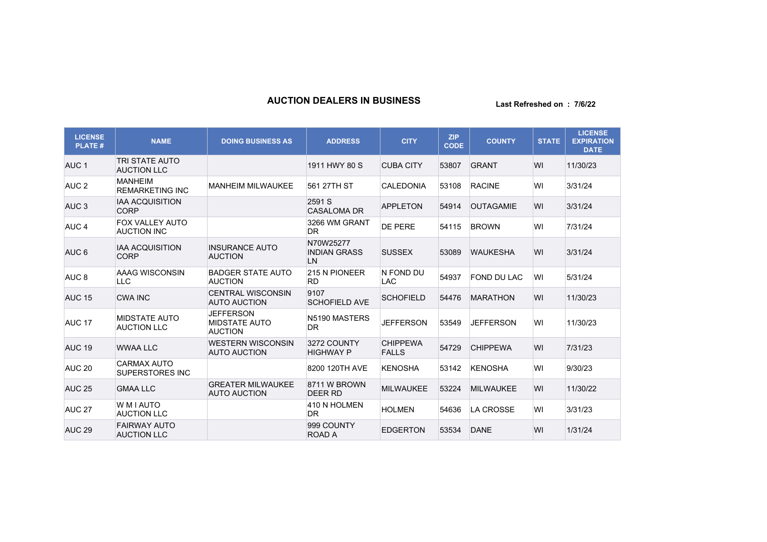# AUCTION DEALERS IN BUSINESS

**Last Refreshed on : 7/6/22**

| LICENSE PLATE # | NAME | DOING BUSINESS AS | ADDRESS | CITY | ZIP CODE | COUNTY | STATE | LICENSE EXPIRATION DATE |
|---|---|---|---|---|---|---|---|---|
| AUC 1 | TRI STATE AUTO AUCTION LLC | | 1911 HWY 80 S | CUBA CITY | 53807 | GRANT | WI | 11/30/23 |
| AUC 2 | MANHEIM REMARKETING INC | MANHEIM MILWAUKEE | 561 27TH ST | CALEDONIA | 53108 | RACINE | WI | 3/31/24 |
| AUC 3 | IAA ACQUISITION CORP | | 2591 S CASALOMA DR | APPLETON | 54914 | OUTAGAMIE | WI | 3/31/24 |
| AUC 4 | FOX VALLEY AUTO AUCTION INC | | 3266 WM GRANT DR | DE PERE | 54115 | BROWN | WI | 7/31/24 |
| AUC 6 | IAA ACQUISITION CORP | INSURANCE AUTO AUCTION | N70W25277 INDIAN GRASS LN | SUSSEX | 53089 | WAUKESHA | WI | 3/31/24 |
| AUC 8 | AAAG WISCONSIN LLC | BADGER STATE AUTO AUCTION | 215 N PIONEER RD | N FOND DU LAC | 54937 | FOND DU LAC | WI | 5/31/24 |
| AUC 15 | CWA INC | CENTRAL WISCONSIN AUTO AUCTION | 9107 SCHOFIELD AVE | SCHOFIELD | 54476 | MARATHON | WI | 11/30/23 |
| AUC 17 | MIDSTATE AUTO AUCTION LLC | JEFFERSON MIDSTATE AUTO AUCTION | N5190 MASTERS DR | JEFFERSON | 53549 | JEFFERSON | WI | 11/30/23 |
| AUC 19 | WWAA LLC | WESTERN WISCONSIN AUTO AUCTION | 3272 COUNTY HIGHWAY P | CHIPPEWA FALLS | 54729 | CHIPPEWA | WI | 7/31/23 |
| AUC 20 | CARMAX AUTO SUPERSTORES INC | | 8200 120TH AVE | KENOSHA | 53142 | KENOSHA | WI | 9/30/23 |
| AUC 25 | GMAA LLC | GREATER MILWAUKEE AUTO AUCTION | 8711 W BROWN DEER RD | MILWAUKEE | 53224 | MILWAUKEE | WI | 11/30/22 |
| AUC 27 | W M I AUTO AUCTION LLC | | 410 N HOLMEN DR | HOLMEN | 54636 | LA CROSSE | WI | 3/31/23 |
| AUC 29 | FAIRWAY AUTO AUCTION LLC | | 999 COUNTY ROAD A | EDGERTON | 53534 | DANE | WI | 1/31/24 |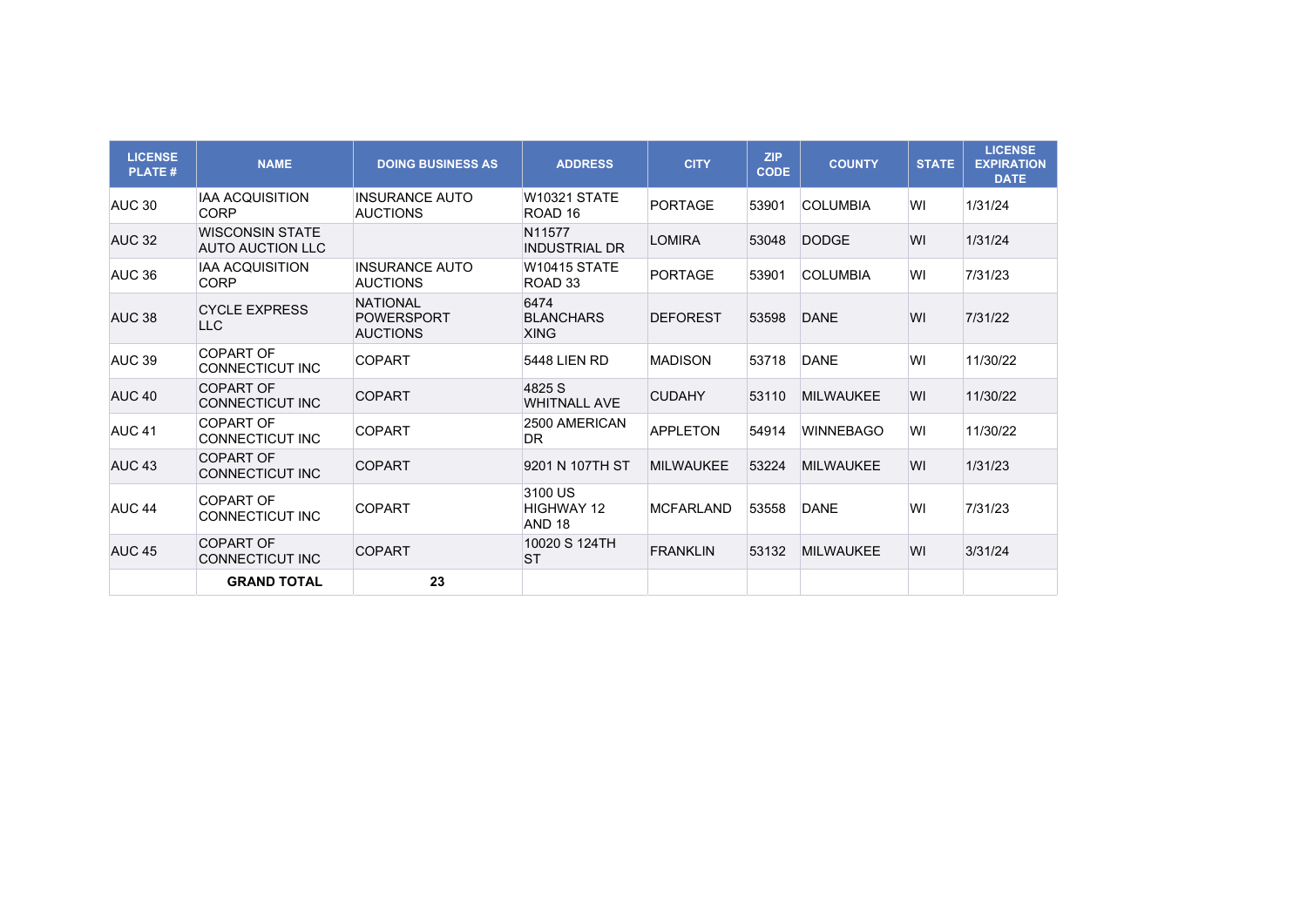| LICENSE PLATE # | NAME | DOING BUSINESS AS | ADDRESS | CITY | ZIP CODE | COUNTY | STATE | LICENSE EXPIRATION DATE |
|---|---|---|---|---|---|---|---|---|
| AUC 30 | IAA ACQUISITION CORP | INSURANCE AUTO AUCTIONS | W10321 STATE ROAD 16 | PORTAGE | 53901 | COLUMBIA | WI | 1/31/24 |
| AUC 32 | WISCONSIN STATE AUTO AUCTION LLC | | N11577 INDUSTRIAL DR | LOMIRA | 53048 | DODGE | WI | 1/31/24 |
| AUC 36 | IAA ACQUISITION CORP | INSURANCE AUTO AUCTIONS | W10415 STATE ROAD 33 | PORTAGE | 53901 | COLUMBIA | WI | 7/31/23 |
| AUC 38 | CYCLE EXPRESS LLC | NATIONAL POWERSPORT AUCTIONS | 6474 BLANCHARS XING | DEFOREST | 53598 | DANE | WI | 7/31/22 |
| AUC 39 | COPART OF CONNECTICUT INC | COPART | 5448 LIEN RD | MADISON | 53718 | DANE | WI | 11/30/22 |
| AUC 40 | COPART OF CONNECTICUT INC | COPART | 4825 S WHITNALL AVE | CUDAHY | 53110 | MILWAUKEE | WI | 11/30/22 |
| AUC 41 | COPART OF CONNECTICUT INC | COPART | 2500 AMERICAN DR | APPLETON | 54914 | WINNEBAGO | WI | 11/30/22 |
| AUC 43 | COPART OF CONNECTICUT INC | COPART | 9201 N 107TH ST | MILWAUKEE | 53224 | MILWAUKEE | WI | 1/31/23 |
| AUC 44 | COPART OF CONNECTICUT INC | COPART | 3100 US HIGHWAY 12 AND 18 | MCFARLAND | 53558 | DANE | WI | 7/31/23 |
| AUC 45 | COPART OF CONNECTICUT INC | COPART | 10020 S 124TH ST | FRANKLIN | 53132 | MILWAUKEE | WI | 3/31/24 |
| | **GRAND TOTAL** | **23** | | | | | | |